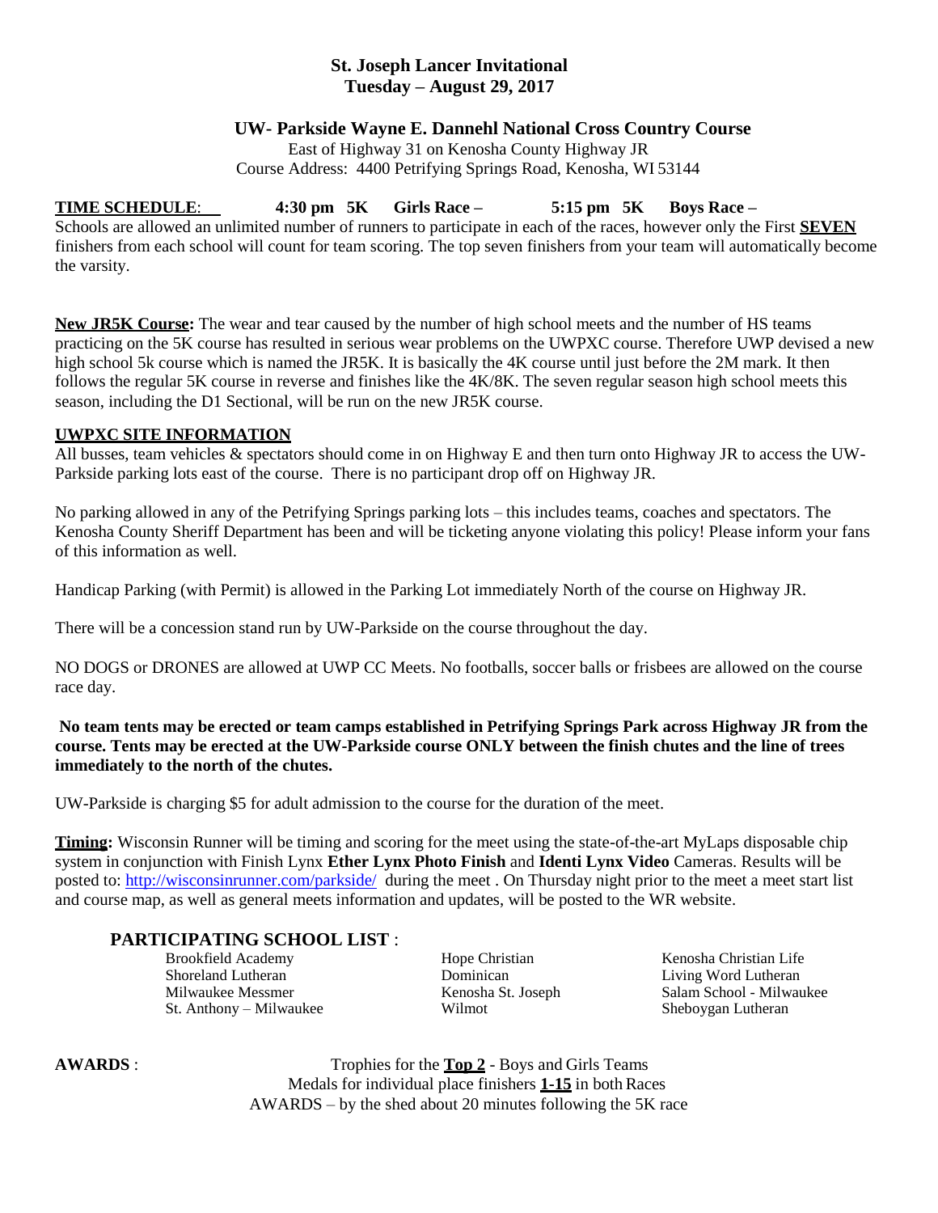# St. Joseph Lancer Invitational
## Tuesday – August 29, 2017

### UW- Parkside Wayne E. Dannehl National Cross Country Course

East of Highway 31 on Kenosha County Highway JR
Course Address: 4400 Petrifying Springs Road, Kenosha, WI 53144

**TIME SCHEDULE**: **4:30 pm 5K Girls Race –** **5:15 pm 5K Boys Race –**

Schools are allowed an unlimited number of runners to participate in each of the races, however only the First **SEVEN** finishers from each school will count for team scoring. The top seven finishers from your team will automatically become the varsity.

**New JR5K Course:** The wear and tear caused by the number of high school meets and the number of HS teams practicing on the 5K course has resulted in serious wear problems on the UWPXC course. Therefore UWP devised a new high school 5k course which is named the JR5K. It is basically the 4K course until just before the 2M mark. It then follows the regular 5K course in reverse and finishes like the 4K/8K. The seven regular season high school meets this season, including the D1 Sectional, will be run on the new JR5K course.

**UWPXC SITE INFORMATION**

All busses, team vehicles & spectators should come in on Highway E and then turn onto Highway JR to access the UW-Parkside parking lots east of the course. There is no participant drop off on Highway JR.

No parking allowed in any of the Petrifying Springs parking lots – this includes teams, coaches and spectators. The Kenosha County Sheriff Department has been and will be ticketing anyone violating this policy! Please inform your fans of this information as well.

Handicap Parking (with Permit) is allowed in the Parking Lot immediately North of the course on Highway JR.

There will be a concession stand run by UW-Parkside on the course throughout the day.

NO DOGS or DRONES are allowed at UWP CC Meets. No footballs, soccer balls or frisbees are allowed on the course race day.

**No team tents may be erected or team camps established in Petrifying Springs Park across Highway JR from the course. Tents may be erected at the UW-Parkside course ONLY between the finish chutes and the line of trees immediately to the north of the chutes.**

UW-Parkside is charging $5 for adult admission to the course for the duration of the meet.

**Timing:** Wisconsin Runner will be timing and scoring for the meet using the state-of-the-art MyLaps disposable chip system in conjunction with Finish Lynx **Ether Lynx Photo Finish** and **Identi Lynx Video** Cameras. Results will be posted to: http://wisconsinrunner.com/parkside/ during the meet . On Thursday night prior to the meet a meet start list and course map, as well as general meets information and updates, will be posted to the WR website.

## PARTICIPATING SCHOOL LIST :

- Brookfield Academy
- Shoreland Lutheran
- Milwaukee Messmer
- St. Anthony – Milwaukee
- Hope Christian
- Dominican
- Kenosha St. Joseph
- Wilmot
- Kenosha Christian Life
- Living Word Lutheran
- Salam School - Milwaukee
- Sheboygan Lutheran

**AWARDS** :

Trophies for the **Top 2** - Boys and Girls Teams
Medals for individual place finishers **1-15** in both Races
AWARDS – by the shed about 20 minutes following the 5K race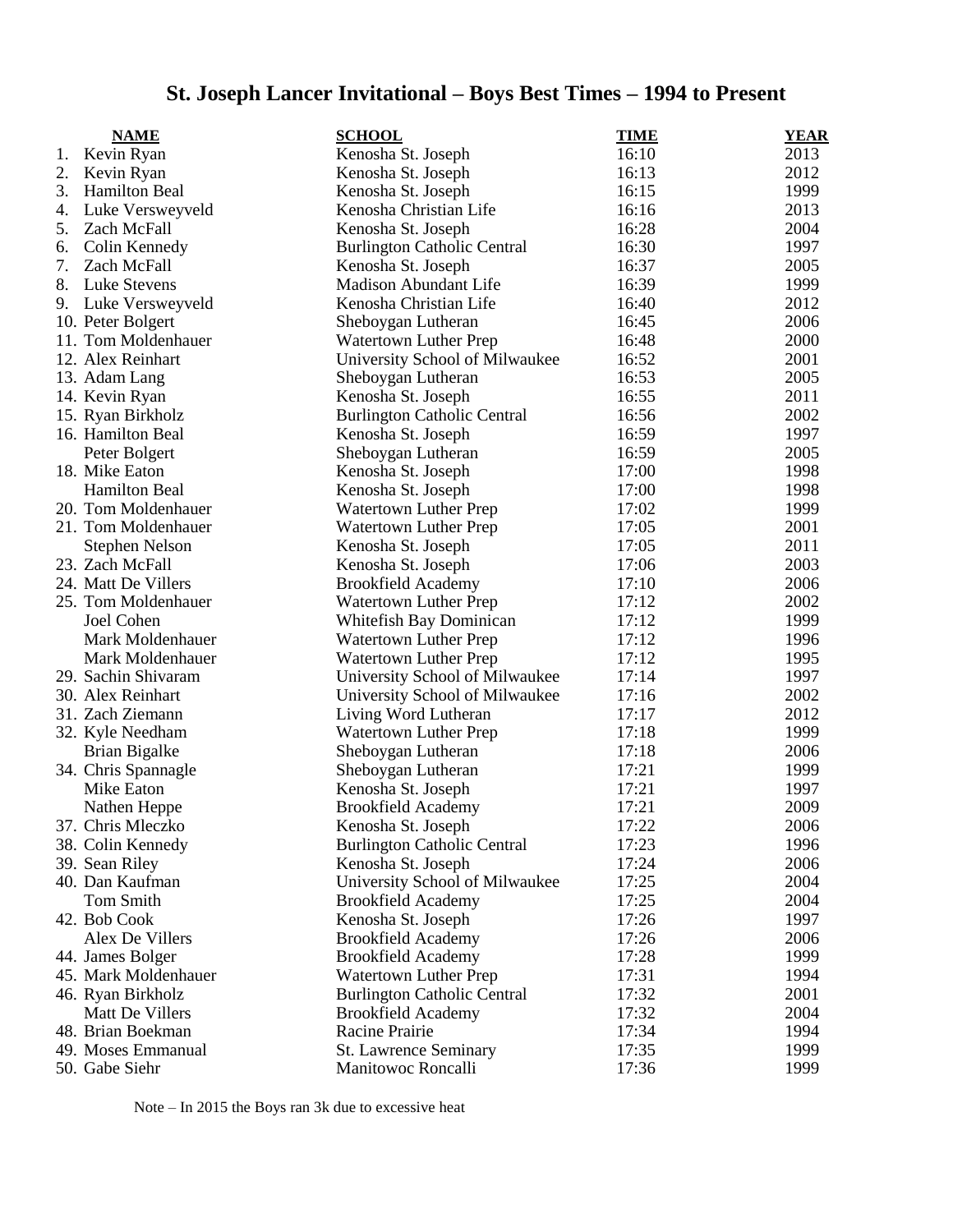# St. Joseph Lancer Invitational – Boys Best Times – 1994 to Present

| | NAME | SCHOOL | TIME | YEAR |
|---|---|---|---|---|
| 1. | Kevin Ryan | Kenosha St. Joseph | 16:10 | 2013 |
| 2. | Kevin Ryan | Kenosha St. Joseph | 16:13 | 2012 |
| 3. | Hamilton Beal | Kenosha St. Joseph | 16:15 | 1999 |
| 4. | Luke Versweyveld | Kenosha Christian Life | 16:16 | 2013 |
| 5. | Zach McFall | Kenosha St. Joseph | 16:28 | 2004 |
| 6. | Colin Kennedy | Burlington Catholic Central | 16:30 | 1997 |
| 7. | Zach McFall | Kenosha St. Joseph | 16:37 | 2005 |
| 8. | Luke Stevens | Madison Abundant Life | 16:39 | 1999 |
| 9. | Luke Versweyveld | Kenosha Christian Life | 16:40 | 2012 |
| 10. | Peter Bolgert | Sheboygan Lutheran | 16:45 | 2006 |
| 11. | Tom Moldenhauer | Watertown Luther Prep | 16:48 | 2000 |
| 12. | Alex Reinhart | University School of Milwaukee | 16:52 | 2001 |
| 13. | Adam Lang | Sheboygan Lutheran | 16:53 | 2005 |
| 14. | Kevin Ryan | Kenosha St. Joseph | 16:55 | 2011 |
| 15. | Ryan Birkholz | Burlington Catholic Central | 16:56 | 2002 |
| 16. | Hamilton Beal | Kenosha St. Joseph | 16:59 | 1997 |
| | Peter Bolgert | Sheboygan Lutheran | 16:59 | 2005 |
| 18. | Mike Eaton | Kenosha St. Joseph | 17:00 | 1998 |
| | Hamilton Beal | Kenosha St. Joseph | 17:00 | 1998 |
| 20. | Tom Moldenhauer | Watertown Luther Prep | 17:02 | 1999 |
| 21. | Tom Moldenhauer | Watertown Luther Prep | 17:05 | 2001 |
| | Stephen Nelson | Kenosha St. Joseph | 17:05 | 2011 |
| 23. | Zach McFall | Kenosha St. Joseph | 17:06 | 2003 |
| 24. | Matt De Villers | Brookfield Academy | 17:10 | 2006 |
| 25. | Tom Moldenhauer | Watertown Luther Prep | 17:12 | 2002 |
| | Joel Cohen | Whitefish Bay Dominican | 17:12 | 1999 |
| | Mark Moldenhauer | Watertown Luther Prep | 17:12 | 1996 |
| | Mark Moldenhauer | Watertown Luther Prep | 17:12 | 1995 |
| 29. | Sachin Shivaram | University School of Milwaukee | 17:14 | 1997 |
| 30. | Alex Reinhart | University School of Milwaukee | 17:16 | 2002 |
| 31. | Zach Ziemann | Living Word Lutheran | 17:17 | 2012 |
| 32. | Kyle Needham | Watertown Luther Prep | 17:18 | 1999 |
| | Brian Bigalke | Sheboygan Lutheran | 17:18 | 2006 |
| 34. | Chris Spannagle | Sheboygan Lutheran | 17:21 | 1999 |
| | Mike Eaton | Kenosha St. Joseph | 17:21 | 1997 |
| | Nathen Heppe | Brookfield Academy | 17:21 | 2009 |
| 37. | Chris Mleczko | Kenosha St. Joseph | 17:22 | 2006 |
| 38. | Colin Kennedy | Burlington Catholic Central | 17:23 | 1996 |
| 39. | Sean Riley | Kenosha St. Joseph | 17:24 | 2006 |
| 40. | Dan Kaufman | University School of Milwaukee | 17:25 | 2004 |
| | Tom Smith | Brookfield Academy | 17:25 | 2004 |
| 42. | Bob Cook | Kenosha St. Joseph | 17:26 | 1997 |
| | Alex De Villers | Brookfield Academy | 17:26 | 2006 |
| 44. | James Bolger | Brookfield Academy | 17:28 | 1999 |
| 45. | Mark Moldenhauer | Watertown Luther Prep | 17:31 | 1994 |
| 46. | Ryan Birkholz | Burlington Catholic Central | 17:32 | 2001 |
| | Matt De Villers | Brookfield Academy | 17:32 | 2004 |
| 48. | Brian Boekman | Racine Prairie | 17:34 | 1994 |
| 49. | Moses Emmanual | St. Lawrence Seminary | 17:35 | 1999 |
| 50. | Gabe Siehr | Manitowoc Roncalli | 17:36 | 1999 |

Note – In 2015 the Boys ran 3k due to excessive heat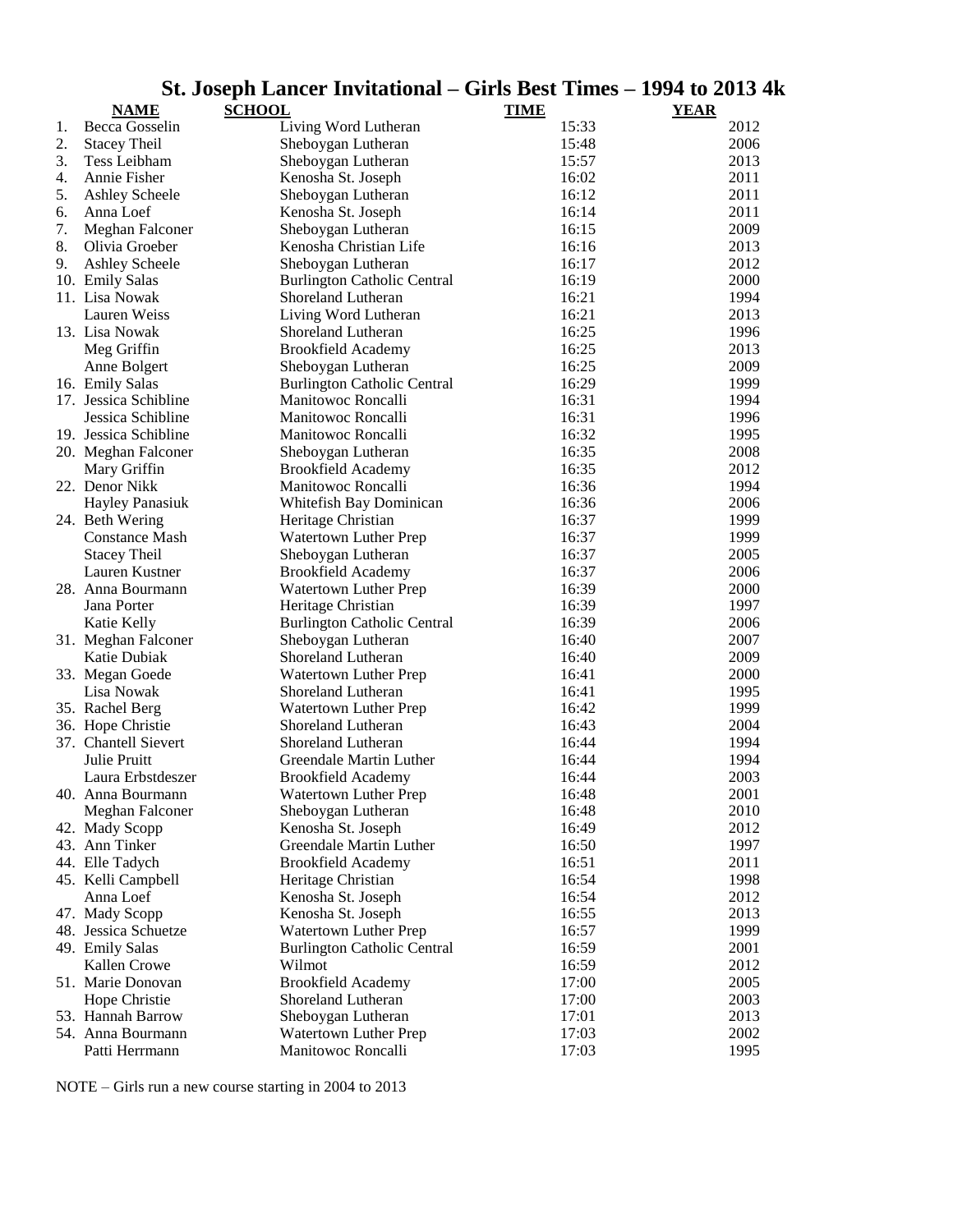# St. Joseph Lancer Invitational – Girls Best Times – 1994 to 2013 4k

| | NAME | SCHOOL | TIME | YEAR |
|---|---|---|---|---|
| 1. | Becca Gosselin | Living Word Lutheran | 15:33 | 2012 |
| 2. | Stacey Theil | Sheboygan Lutheran | 15:48 | 2006 |
| 3. | Tess Leibham | Sheboygan Lutheran | 15:57 | 2013 |
| 4. | Annie Fisher | Kenosha St. Joseph | 16:02 | 2011 |
| 5. | Ashley Scheele | Sheboygan Lutheran | 16:12 | 2011 |
| 6. | Anna Loef | Kenosha St. Joseph | 16:14 | 2011 |
| 7. | Meghan Falconer | Sheboygan Lutheran | 16:15 | 2009 |
| 8. | Olivia Groeber | Kenosha Christian Life | 16:16 | 2013 |
| 9. | Ashley Scheele | Sheboygan Lutheran | 16:17 | 2012 |
| 10. | Emily Salas | Burlington Catholic Central | 16:19 | 2000 |
| 11. | Lisa Nowak | Shoreland Lutheran | 16:21 | 1994 |
| | Lauren Weiss | Living Word Lutheran | 16:21 | 2013 |
| 13. | Lisa Nowak | Shoreland Lutheran | 16:25 | 1996 |
| | Meg Griffin | Brookfield Academy | 16:25 | 2013 |
| | Anne Bolgert | Sheboygan Lutheran | 16:25 | 2009 |
| 16. | Emily Salas | Burlington Catholic Central | 16:29 | 1999 |
| 17. | Jessica Schibline | Manitowoc Roncalli | 16:31 | 1994 |
| | Jessica Schibline | Manitowoc Roncalli | 16:31 | 1996 |
| 19. | Jessica Schibline | Manitowoc Roncalli | 16:32 | 1995 |
| 20. | Meghan Falconer | Sheboygan Lutheran | 16:35 | 2008 |
| | Mary Griffin | Brookfield Academy | 16:35 | 2012 |
| 22. | Denor Nikk | Manitowoc Roncalli | 16:36 | 1994 |
| | Hayley Panasiuk | Whitefish Bay Dominican | 16:36 | 2006 |
| 24. | Beth Wering | Heritage Christian | 16:37 | 1999 |
| | Constance Mash | Watertown Luther Prep | 16:37 | 1999 |
| | Stacey Theil | Sheboygan Lutheran | 16:37 | 2005 |
| | Lauren Kustner | Brookfield Academy | 16:37 | 2006 |
| 28. | Anna Bourmann | Watertown Luther Prep | 16:39 | 2000 |
| | Jana Porter | Heritage Christian | 16:39 | 1997 |
| | Katie Kelly | Burlington Catholic Central | 16:39 | 2006 |
| 31. | Meghan Falconer | Sheboygan Lutheran | 16:40 | 2007 |
| | Katie Dubiak | Shoreland Lutheran | 16:40 | 2009 |
| 33. | Megan Goede | Watertown Luther Prep | 16:41 | 2000 |
| | Lisa Nowak | Shoreland Lutheran | 16:41 | 1995 |
| 35. | Rachel Berg | Watertown Luther Prep | 16:42 | 1999 |
| 36. | Hope Christie | Shoreland Lutheran | 16:43 | 2004 |
| 37. | Chantell Sievert | Shoreland Lutheran | 16:44 | 1994 |
| | Julie Pruitt | Greendale Martin Luther | 16:44 | 1994 |
| | Laura Erbstdeszer | Brookfield Academy | 16:44 | 2003 |
| 40. | Anna Bourmann | Watertown Luther Prep | 16:48 | 2001 |
| | Meghan Falconer | Sheboygan Lutheran | 16:48 | 2010 |
| 42. | Mady Scopp | Kenosha St. Joseph | 16:49 | 2012 |
| 43. | Ann Tinker | Greendale Martin Luther | 16:50 | 1997 |
| 44. | Elle Tadych | Brookfield Academy | 16:51 | 2011 |
| 45. | Kelli Campbell | Heritage Christian | 16:54 | 1998 |
| | Anna Loef | Kenosha St. Joseph | 16:54 | 2012 |
| 47. | Mady Scopp | Kenosha St. Joseph | 16:55 | 2013 |
| 48. | Jessica Schuetze | Watertown Luther Prep | 16:57 | 1999 |
| 49. | Emily Salas | Burlington Catholic Central | 16:59 | 2001 |
| | Kallen Crowe | Wilmot | 16:59 | 2012 |
| 51. | Marie Donovan | Brookfield Academy | 17:00 | 2005 |
| | Hope Christie | Shoreland Lutheran | 17:00 | 2003 |
| 53. | Hannah Barrow | Sheboygan Lutheran | 17:01 | 2013 |
| 54. | Anna Bourmann | Watertown Luther Prep | 17:03 | 2002 |
| | Patti Herrmann | Manitowoc Roncalli | 17:03 | 1995 |

NOTE – Girls run a new course starting in 2004 to 2013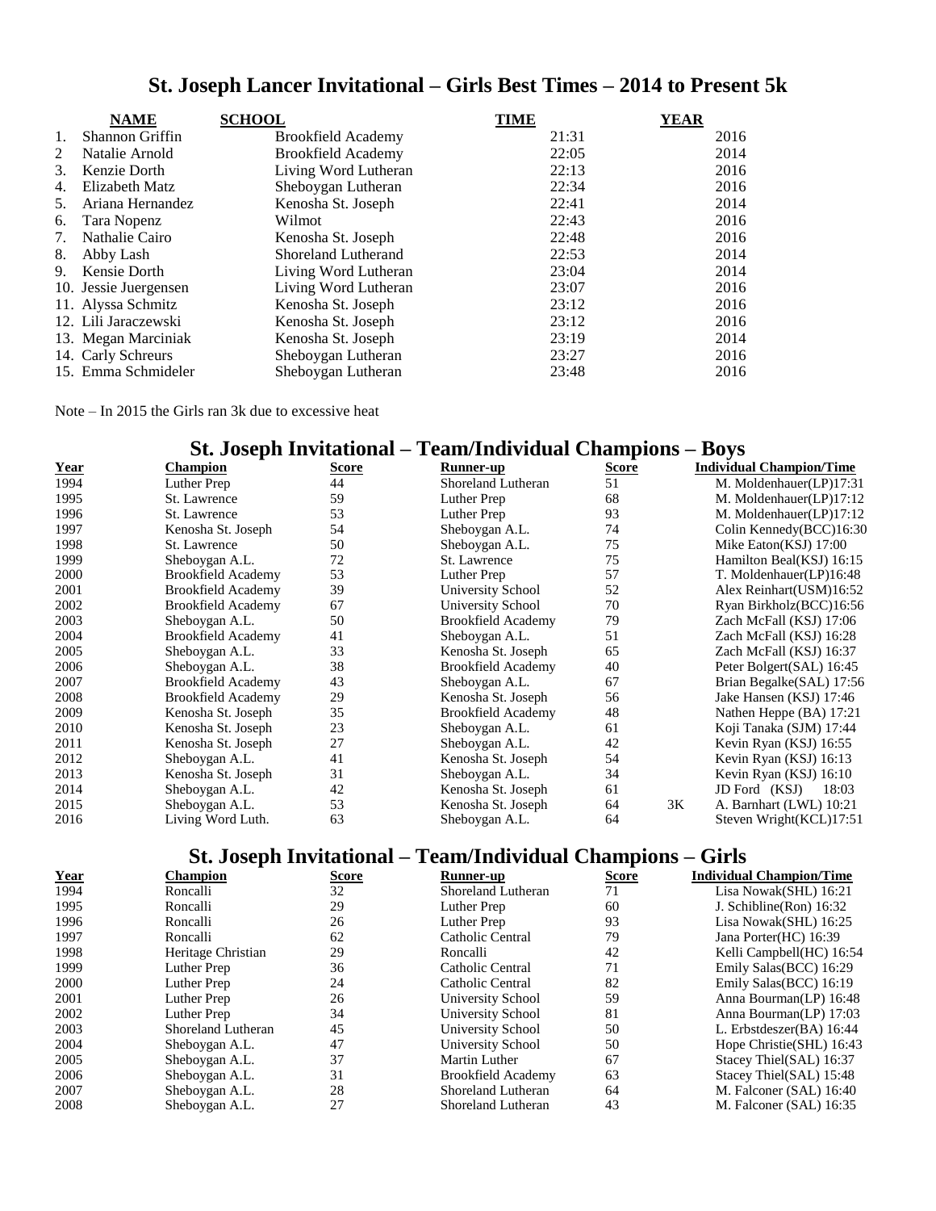# St. Joseph Lancer Invitational – Girls Best Times – 2014 to Present 5k

| | NAME | SCHOOL | TIME | YEAR |
|---|---|---|---|---|
| 1. | Shannon Griffin | Brookfield Academy | 21:31 | 2016 |
| 2 | Natalie Arnold | Brookfield Academy | 22:05 | 2014 |
| 3. | Kenzie Dorth | Living Word Lutheran | 22:13 | 2016 |
| 4. | Elizabeth Matz | Sheboygan Lutheran | 22:34 | 2016 |
| 5. | Ariana Hernandez | Kenosha St. Joseph | 22:41 | 2014 |
| 6. | Tara Nopenz | Wilmot | 22:43 | 2016 |
| 7. | Nathalie Cairo | Kenosha St. Joseph | 22:48 | 2016 |
| 8. | Abby Lash | Shoreland Lutherand | 22:53 | 2014 |
| 9. | Kensie Dorth | Living Word Lutheran | 23:04 | 2014 |
| 10. | Jessie Juergensen | Living Word Lutheran | 23:07 | 2016 |
| 11. | Alyssa Schmitz | Kenosha St. Joseph | 23:12 | 2016 |
| 12. | Lili Jaraczewski | Kenosha St. Joseph | 23:12 | 2016 |
| 13. | Megan Marciniak | Kenosha St. Joseph | 23:19 | 2014 |
| 14. | Carly Schreurs | Sheboygan Lutheran | 23:27 | 2016 |
| 15. | Emma Schmideler | Sheboygan Lutheran | 23:48 | 2016 |

Note – In 2015 the Girls ran 3k due to excessive heat

## St. Joseph Invitational – Team/Individual Champions – Boys

| Year | Champion | Score | Runner-up | Score | | Individual Champion/Time |
|---|---|---|---|---|---|---|
| 1994 | Luther Prep | 44 | Shoreland Lutheran | 51 | | M. Moldenhauer(LP)17:31 |
| 1995 | St. Lawrence | 59 | Luther Prep | 68 | | M. Moldenhauer(LP)17:12 |
| 1996 | St. Lawrence | 53 | Luther Prep | 93 | | M. Moldenhauer(LP)17:12 |
| 1997 | Kenosha St. Joseph | 54 | Sheboygan A.L. | 74 | | Colin Kennedy(BCC)16:30 |
| 1998 | St. Lawrence | 50 | Sheboygan A.L. | 75 | | Mike Eaton(KSJ) 17:00 |
| 1999 | Sheboygan A.L. | 72 | St. Lawrence | 75 | | Hamilton Beal(KSJ) 16:15 |
| 2000 | Brookfield Academy | 53 | Luther Prep | 57 | | T. Moldenhauer(LP)16:48 |
| 2001 | Brookfield Academy | 39 | University School | 52 | | Alex Reinhart(USM)16:52 |
| 2002 | Brookfield Academy | 67 | University School | 70 | | Ryan Birkholz(BCC)16:56 |
| 2003 | Sheboygan A.L. | 50 | Brookfield Academy | 79 | | Zach McFall (KSJ) 17:06 |
| 2004 | Brookfield Academy | 41 | Sheboygan A.L. | 51 | | Zach McFall (KSJ) 16:28 |
| 2005 | Sheboygan A.L. | 33 | Kenosha St. Joseph | 65 | | Zach McFall (KSJ) 16:37 |
| 2006 | Sheboygan A.L. | 38 | Brookfield Academy | 40 | | Peter Bolgert(SAL) 16:45 |
| 2007 | Brookfield Academy | 43 | Sheboygan A.L. | 67 | | Brian Begalke(SAL) 17:56 |
| 2008 | Brookfield Academy | 29 | Kenosha St. Joseph | 56 | | Jake Hansen (KSJ) 17:46 |
| 2009 | Kenosha St. Joseph | 35 | Brookfield Academy | 48 | | Nathen Heppe (BA) 17:21 |
| 2010 | Kenosha St. Joseph | 23 | Sheboygan A.L. | 61 | | Koji Tanaka (SJM) 17:44 |
| 2011 | Kenosha St. Joseph | 27 | Sheboygan A.L. | 42 | | Kevin Ryan (KSJ) 16:55 |
| 2012 | Sheboygan A.L. | 41 | Kenosha St. Joseph | 54 | | Kevin Ryan (KSJ) 16:13 |
| 2013 | Kenosha St. Joseph | 31 | Sheboygan A.L. | 34 | | Kevin Ryan (KSJ) 16:10 |
| 2014 | Sheboygan A.L. | 42 | Kenosha St. Joseph | 61 | | JD Ford (KSJ) 18:03 |
| 2015 | Sheboygan A.L. | 53 | Kenosha St. Joseph | 64 | 3K | A. Barnhart (LWL) 10:21 |
| 2016 | Living Word Luth. | 63 | Sheboygan A.L. | 64 | | Steven Wright(KCL)17:51 |

## St. Joseph Invitational – Team/Individual Champions – Girls

| Year | Champion | Score | Runner-up | Score | Individual Champion/Time |
|---|---|---|---|---|---|
| 1994 | Roncalli | 32 | Shoreland Lutheran | 71 | Lisa Nowak(SHL) 16:21 |
| 1995 | Roncalli | 29 | Luther Prep | 60 | J. Schibline(Ron) 16:32 |
| 1996 | Roncalli | 26 | Luther Prep | 93 | Lisa Nowak(SHL) 16:25 |
| 1997 | Roncalli | 62 | Catholic Central | 79 | Jana Porter(HC) 16:39 |
| 1998 | Heritage Christian | 29 | Roncalli | 42 | Kelli Campbell(HC) 16:54 |
| 1999 | Luther Prep | 36 | Catholic Central | 71 | Emily Salas(BCC) 16:29 |
| 2000 | Luther Prep | 24 | Catholic Central | 82 | Emily Salas(BCC) 16:19 |
| 2001 | Luther Prep | 26 | University School | 59 | Anna Bourman(LP) 16:48 |
| 2002 | Luther Prep | 34 | University School | 81 | Anna Bourman(LP) 17:03 |
| 2003 | Shoreland Lutheran | 45 | University School | 50 | L. Erbstdeszer(BA) 16:44 |
| 2004 | Sheboygan A.L. | 47 | University School | 50 | Hope Christie(SHL) 16:43 |
| 2005 | Sheboygan A.L. | 37 | Martin Luther | 67 | Stacey Thiel(SAL) 16:37 |
| 2006 | Sheboygan A.L. | 31 | Brookfield Academy | 63 | Stacey Thiel(SAL) 15:48 |
| 2007 | Sheboygan A.L. | 28 | Shoreland Lutheran | 64 | M. Falconer (SAL) 16:40 |
| 2008 | Sheboygan A.L. | 27 | Shoreland Lutheran | 43 | M. Falconer (SAL) 16:35 |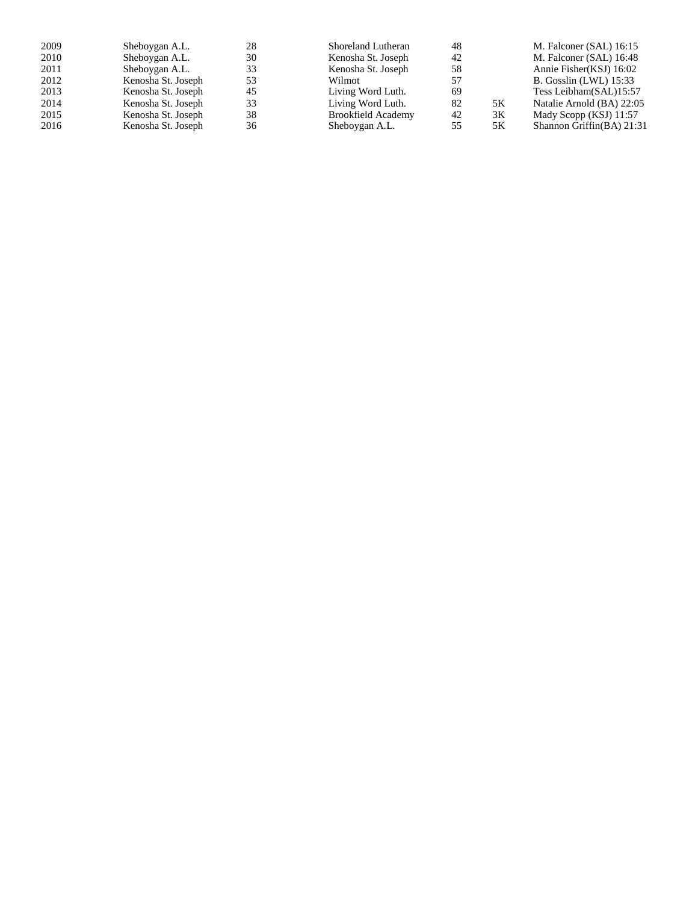| | | | | | | |
|---|---|---|---|---|---|---|
| 2009 | Sheboygan A.L. | 28 | Shoreland Lutheran | 48 | | M. Falconer (SAL) 16:15 |
| 2010 | Sheboygan A.L. | 30 | Kenosha St. Joseph | 42 | | M. Falconer (SAL) 16:48 |
| 2011 | Sheboygan A.L. | 33 | Kenosha St. Joseph | 58 | | Annie Fisher(KSJ) 16:02 |
| 2012 | Kenosha St. Joseph | 53 | Wilmot | 57 | | B. Gosslin (LWL) 15:33 |
| 2013 | Kenosha St. Joseph | 45 | Living Word Luth. | 69 | | Tess Leibham(SAL)15:57 |
| 2014 | Kenosha St. Joseph | 33 | Living Word Luth. | 82 | 5K | Natalie Arnold (BA) 22:05 |
| 2015 | Kenosha St. Joseph | 38 | Brookfield Academy | 42 | 3K | Mady Scopp (KSJ) 11:57 |
| 2016 | Kenosha St. Joseph | 36 | Sheboygan A.L. | 55 | 5K | Shannon Griffin(BA) 21:31 |